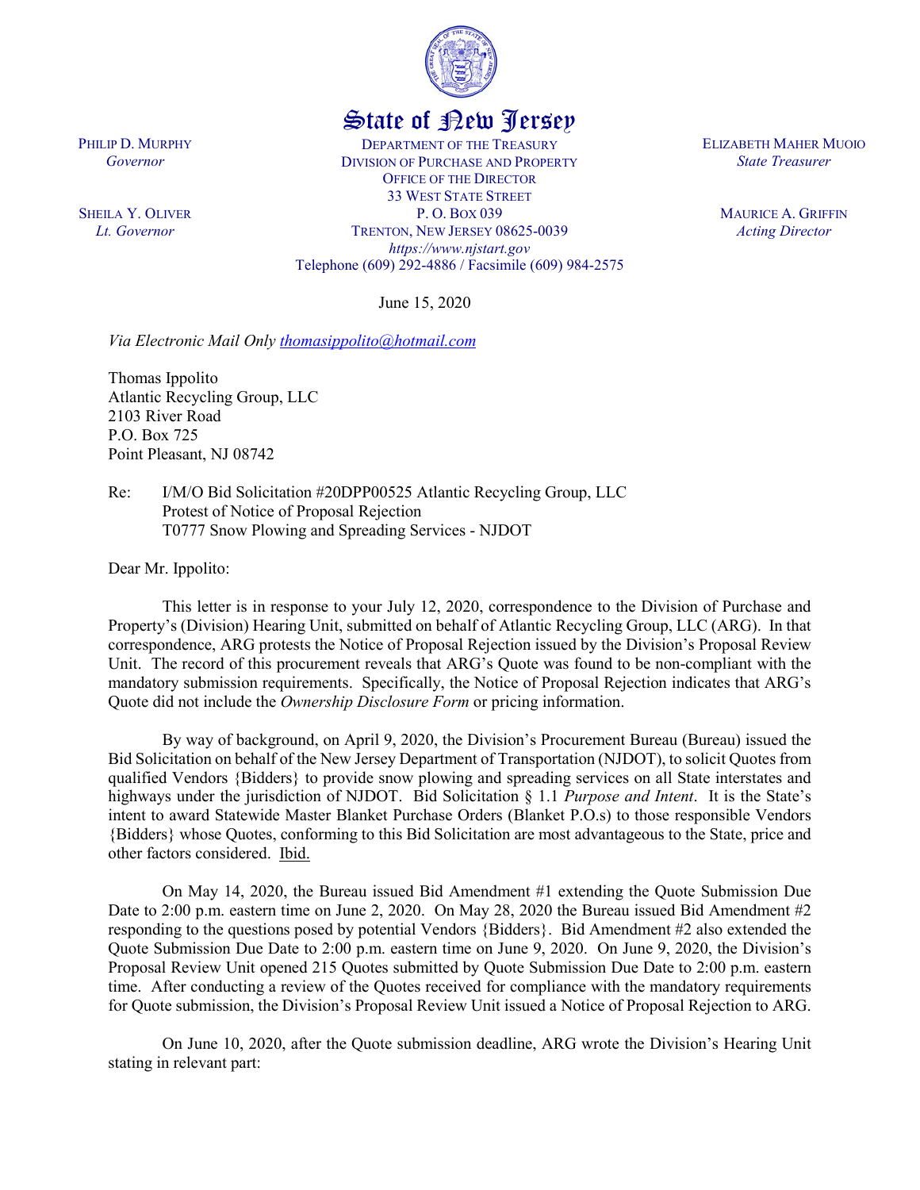# State of New Jersey

PHILIP D. MURPHY
*Governor*

SHEILA Y. OLIVER
*Lt. Governor*

DEPARTMENT OF THE TREASURY
DIVISION OF PURCHASE AND PROPERTY
OFFICE OF THE DIRECTOR
33 WEST STATE STREET
P. O. BOX 039
TRENTON, NEW JERSEY 08625-0039
*https://www.njstart.gov*
Telephone (609) 292-4886 / Facsimile (609) 984-2575

ELIZABETH MAHER MUOIO
*State Treasurer*

MAURICE A. GRIFFIN
*Acting Director*

June 15, 2020

*Via Electronic Mail Only thomasippolito@hotmail.com*

Thomas Ippolito
Atlantic Recycling Group, LLC
2103 River Road
P.O. Box 725
Point Pleasant, NJ 08742

Re: I/M/O Bid Solicitation #20DPP00525 Atlantic Recycling Group, LLC
Protest of Notice of Proposal Rejection
T0777 Snow Plowing and Spreading Services - NJDOT

Dear Mr. Ippolito:

This letter is in response to your July 12, 2020, correspondence to the Division of Purchase and Property's (Division) Hearing Unit, submitted on behalf of Atlantic Recycling Group, LLC (ARG). In that correspondence, ARG protests the Notice of Proposal Rejection issued by the Division's Proposal Review Unit. The record of this procurement reveals that ARG's Quote was found to be non-compliant with the mandatory submission requirements. Specifically, the Notice of Proposal Rejection indicates that ARG's Quote did not include the *Ownership Disclosure Form* or pricing information.

By way of background, on April 9, 2020, the Division's Procurement Bureau (Bureau) issued the Bid Solicitation on behalf of the New Jersey Department of Transportation (NJDOT), to solicit Quotes from qualified Vendors {Bidders} to provide snow plowing and spreading services on all State interstates and highways under the jurisdiction of NJDOT. Bid Solicitation § 1.1 *Purpose and Intent*. It is the State's intent to award Statewide Master Blanket Purchase Orders (Blanket P.O.s) to those responsible Vendors {Bidders} whose Quotes, conforming to this Bid Solicitation are most advantageous to the State, price and other factors considered. Ibid.

On May 14, 2020, the Bureau issued Bid Amendment #1 extending the Quote Submission Due Date to 2:00 p.m. eastern time on June 2, 2020. On May 28, 2020 the Bureau issued Bid Amendment #2 responding to the questions posed by potential Vendors {Bidders}. Bid Amendment #2 also extended the Quote Submission Due Date to 2:00 p.m. eastern time on June 9, 2020. On June 9, 2020, the Division's Proposal Review Unit opened 215 Quotes submitted by Quote Submission Due Date to 2:00 p.m. eastern time. After conducting a review of the Quotes received for compliance with the mandatory requirements for Quote submission, the Division's Proposal Review Unit issued a Notice of Proposal Rejection to ARG.

On June 10, 2020, after the Quote submission deadline, ARG wrote the Division's Hearing Unit stating in relevant part: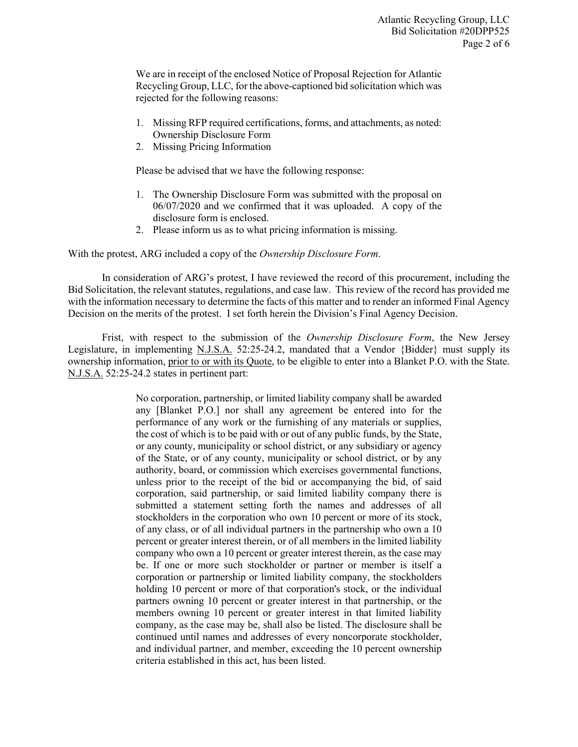We are in receipt of the enclosed Notice of Proposal Rejection for Atlantic Recycling Group, LLC, for the above-captioned bid solicitation which was rejected for the following reasons:

> 1. Missing RFP required certifications, forms, and attachments, as noted: Ownership Disclosure Form
> 2. Missing Pricing Information
>
> Please be advised that we have the following response:
>
> 1. The Ownership Disclosure Form was submitted with the proposal on 06/07/2020 and we confirmed that it was uploaded. A copy of the disclosure form is enclosed.
> 2. Please inform us as to what pricing information is missing.

With the protest, ARG included a copy of the *Ownership Disclosure Form*.

In consideration of ARG's protest, I have reviewed the record of this procurement, including the Bid Solicitation, the relevant statutes, regulations, and case law. This review of the record has provided me with the information necessary to determine the facts of this matter and to render an informed Final Agency Decision on the merits of the protest. I set forth herein the Division's Final Agency Decision.

Frist, with respect to the submission of the *Ownership Disclosure Form*, the New Jersey Legislature, in implementing N.J.S.A. 52:25-24.2, mandated that a Vendor {Bidder} must supply its ownership information, prior to or with its Quote, to be eligible to enter into a Blanket P.O. with the State. N.J.S.A. 52:25-24.2 states in pertinent part:

> No corporation, partnership, or limited liability company shall be awarded any [Blanket P.O.] nor shall any agreement be entered into for the performance of any work or the furnishing of any materials or supplies, the cost of which is to be paid with or out of any public funds, by the State, or any county, municipality or school district, or any subsidiary or agency of the State, or of any county, municipality or school district, or by any authority, board, or commission which exercises governmental functions, unless prior to the receipt of the bid or accompanying the bid, of said corporation, said partnership, or said limited liability company there is submitted a statement setting forth the names and addresses of all stockholders in the corporation who own 10 percent or more of its stock, of any class, or of all individual partners in the partnership who own a 10 percent or greater interest therein, or of all members in the limited liability company who own a 10 percent or greater interest therein, as the case may be. If one or more such stockholder or partner or member is itself a corporation or partnership or limited liability company, the stockholders holding 10 percent or more of that corporation's stock, or the individual partners owning 10 percent or greater interest in that partnership, or the members owning 10 percent or greater interest in that limited liability company, as the case may be, shall also be listed. The disclosure shall be continued until names and addresses of every noncorporate stockholder, and individual partner, and member, exceeding the 10 percent ownership criteria established in this act, has been listed.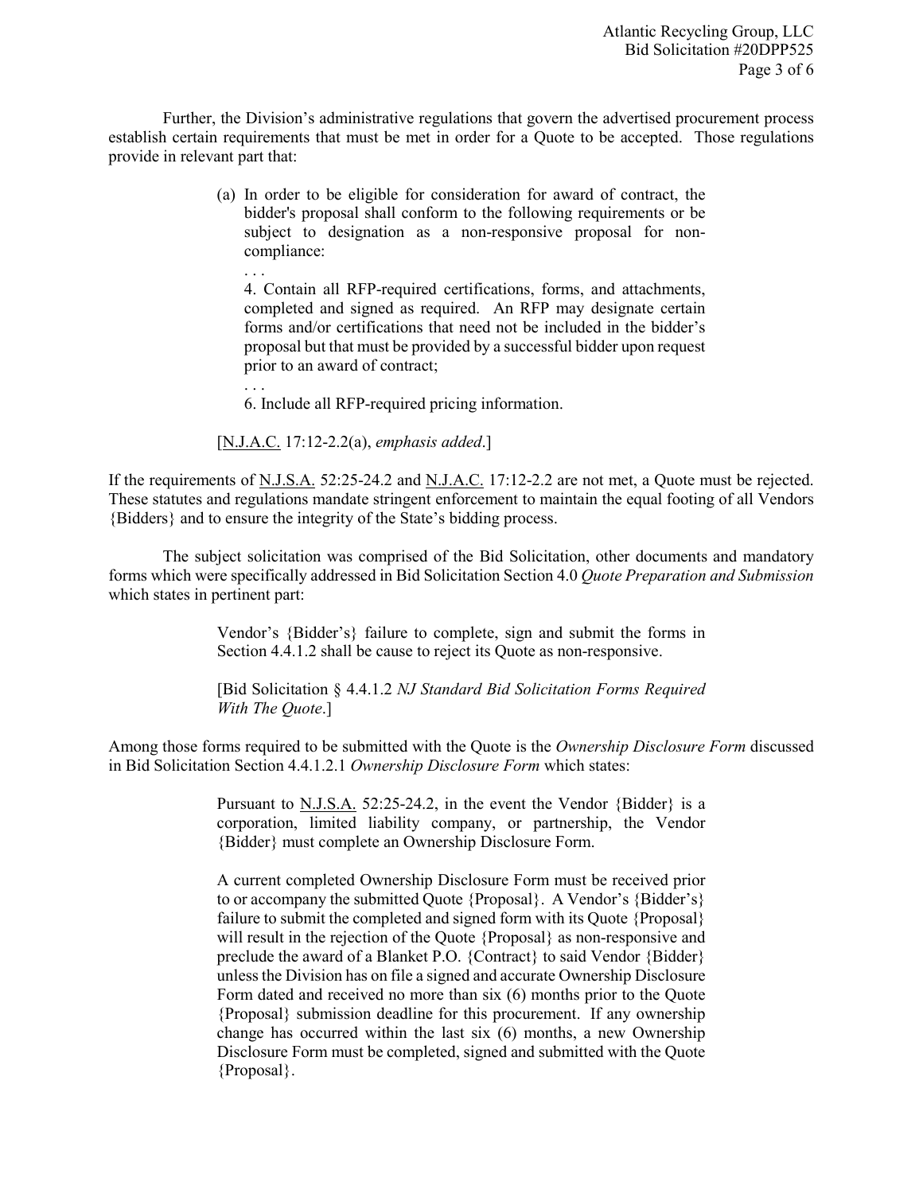Further, the Division's administrative regulations that govern the advertised procurement process establish certain requirements that must be met in order for a Quote to be accepted. Those regulations provide in relevant part that:

> (a) In order to be eligible for consideration for award of contract, the bidder's proposal shall conform to the following requirements or be subject to designation as a non-responsive proposal for non-compliance:
>
> . . .
>
> 4. Contain all RFP-required certifications, forms, and attachments, completed and signed as required. An RFP may designate certain forms and/or certifications that need not be included in the bidder's proposal but that must be provided by a successful bidder upon request prior to an award of contract;
>
> . . .
>
> 6. Include all RFP-required pricing information.
>
> [N.J.A.C. 17:12-2.2(a), *emphasis added*.]

If the requirements of N.J.S.A. 52:25-24.2 and N.J.A.C. 17:12-2.2 are not met, a Quote must be rejected. These statutes and regulations mandate stringent enforcement to maintain the equal footing of all Vendors {Bidders} and to ensure the integrity of the State's bidding process.

The subject solicitation was comprised of the Bid Solicitation, other documents and mandatory forms which were specifically addressed in Bid Solicitation Section 4.0 *Quote Preparation and Submission* which states in pertinent part:

> Vendor's {Bidder's} failure to complete, sign and submit the forms in Section 4.4.1.2 shall be cause to reject its Quote as non-responsive.
>
> [Bid Solicitation § 4.4.1.2 *NJ Standard Bid Solicitation Forms Required With The Quote*.]

Among those forms required to be submitted with the Quote is the *Ownership Disclosure Form* discussed in Bid Solicitation Section 4.4.1.2.1 *Ownership Disclosure Form* which states:

> Pursuant to N.J.S.A. 52:25-24.2, in the event the Vendor {Bidder} is a corporation, limited liability company, or partnership, the Vendor {Bidder} must complete an Ownership Disclosure Form.
>
> A current completed Ownership Disclosure Form must be received prior to or accompany the submitted Quote {Proposal}. A Vendor's {Bidder's} failure to submit the completed and signed form with its Quote {Proposal} will result in the rejection of the Quote {Proposal} as non-responsive and preclude the award of a Blanket P.O. {Contract} to said Vendor {Bidder} unless the Division has on file a signed and accurate Ownership Disclosure Form dated and received no more than six (6) months prior to the Quote {Proposal} submission deadline for this procurement. If any ownership change has occurred within the last six (6) months, a new Ownership Disclosure Form must be completed, signed and submitted with the Quote {Proposal}.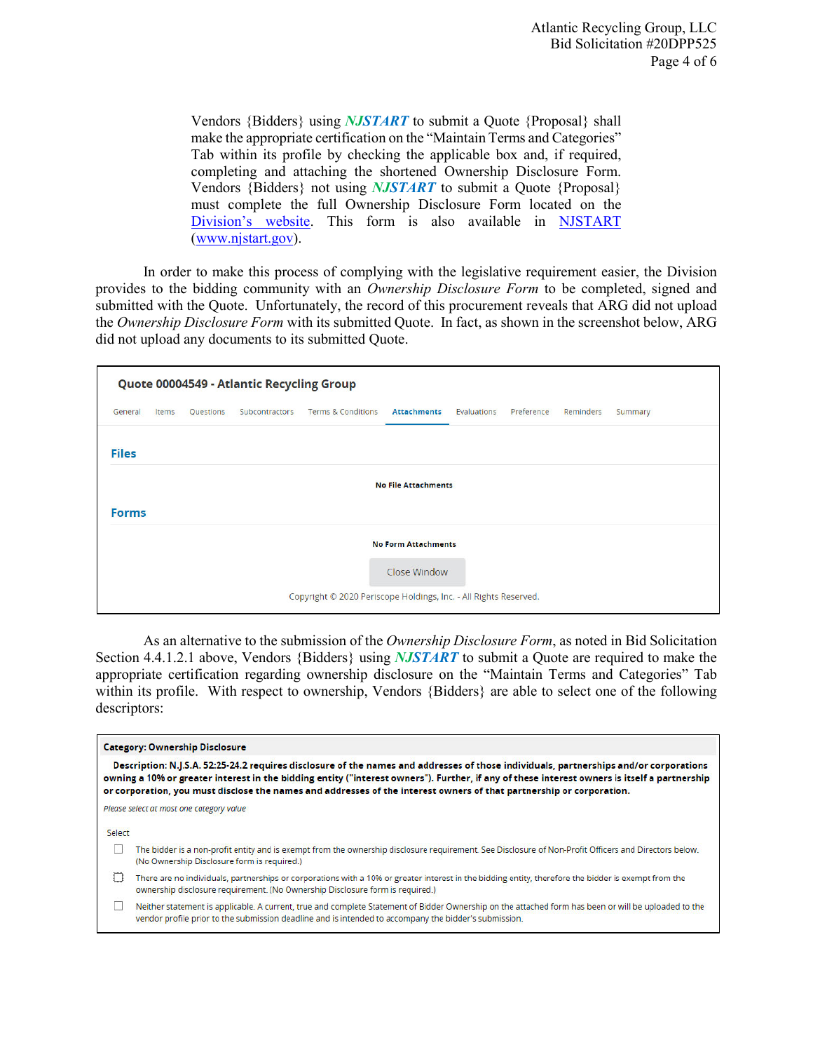> Vendors {Bidders} using ***NJSTART*** to submit a Quote {Proposal} shall make the appropriate certification on the "Maintain Terms and Categories" Tab within its profile by checking the applicable box and, if required, completing and attaching the shortened Ownership Disclosure Form. Vendors {Bidders} not using ***NJSTART*** to submit a Quote {Proposal} must complete the full Ownership Disclosure Form located on the Division's website. This form is also available in NJSTART (www.njstart.gov).

In order to make this process of complying with the legislative requirement easier, the Division provides to the bidding community with an *Ownership Disclosure Form* to be completed, signed and submitted with the Quote. Unfortunately, the record of this procurement reveals that ARG did not upload the *Ownership Disclosure Form* with its submitted Quote. In fact, as shown in the screenshot below, ARG did not upload any documents to its submitted Quote.

**Quote 00004549 - Atlantic Recycling Group**

General | Items | Questions | Subcontractors | Terms & Conditions | **Attachments** | Evaluations | Preference | Reminders | Summary

**Files**

**No File Attachments**

**Forms**

**No Form Attachments**

Close Window

Copyright © 2020 Periscope Holdings, Inc. - All Rights Reserved.

As an alternative to the submission of the *Ownership Disclosure Form*, as noted in Bid Solicitation Section 4.4.1.2.1 above, Vendors {Bidders} using ***NJSTART*** to submit a Quote are required to make the appropriate certification regarding ownership disclosure on the "Maintain Terms and Categories" Tab within its profile. With respect to ownership, Vendors {Bidders} are able to select one of the following descriptors:

**Category: Ownership Disclosure**

**Description: N.J.S.A. 52:25-24.2 requires disclosure of the names and addresses of those individuals, partnerships and/or corporations owning a 10% or greater interest in the bidding entity ("interest owners"). Further, if any of these interest owners is itself a partnership or corporation, you must disclose the names and addresses of the interest owners of that partnership or corporation.**

*Please select at most one category value*

Select

- ☐ The bidder is a non-profit entity and is exempt from the ownership disclosure requirement. See Disclosure of Non-Profit Officers and Directors below. (No Ownership Disclosure form is required.)
- ☐ There are no individuals, partnerships or corporations with a 10% or greater interest in the bidding entity, therefore the bidder is exempt from the ownership disclosure requirement. (No Ownership Disclosure form is required.)
- ☐ Neither statement is applicable. A current, true and complete Statement of Bidder Ownership on the attached form has been or will be uploaded to the vendor profile prior to the submission deadline and is intended to accompany the bidder's submission.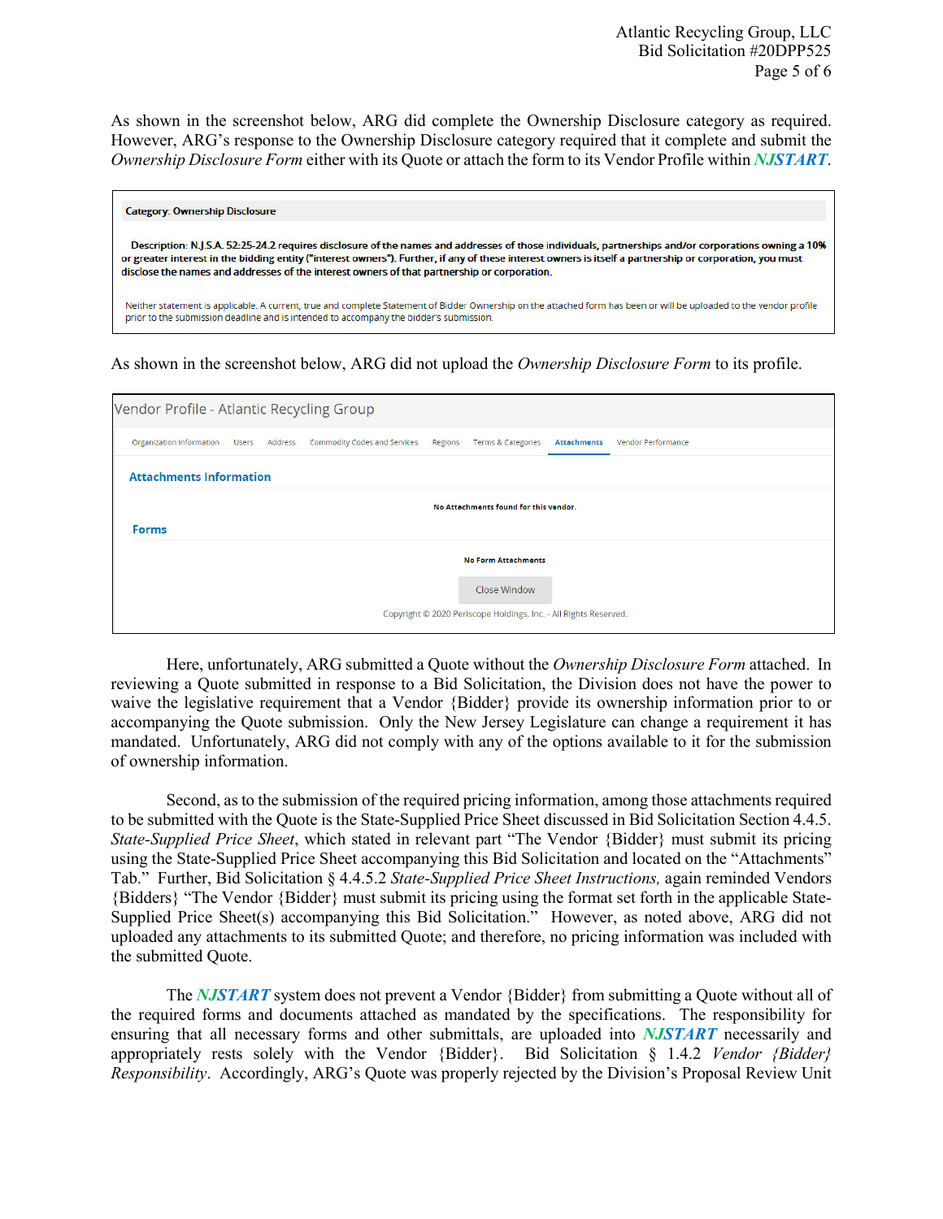As shown in the screenshot below, ARG did complete the Ownership Disclosure category as required. However, ARG's response to the Ownership Disclosure category required that it complete and submit the *Ownership Disclosure Form* either with its Quote or attach the form to its Vendor Profile within ***NJSTART***.

> **Category: Ownership Disclosure**
>
> **Description: N.J.S.A. 52:25-24.2 requires disclosure of the names and addresses of those individuals, partnerships and/or corporations owning a 10% or greater interest in the bidding entity ("interest owners"). Further, if any of these interest owners is itself a partnership or corporation, you must disclose the names and addresses of the interest owners of that partnership or corporation.**
>
> Neither statement is applicable. A current, true and complete Statement of Bidder Ownership on the attached form has been or will be uploaded to the vendor profile prior to the submission deadline and is intended to accompany the bidder's submission.

As shown in the screenshot below, ARG did not upload the *Ownership Disclosure Form* to its profile.

> Vendor Profile - Atlantic Recycling Group
>
> Organization Information | Users | Address | Commodity Codes and Services | Regions | Terms & Categories | **Attachments** | Vendor Performance
>
> **Attachments Information**
>
> **No Attachments found for this vendor.**
>
> **Forms**
>
> **No Form Attachments**
>
> Close Window
>
> Copyright © 2020 Periscope Holdings, Inc. - All Rights Reserved.

Here, unfortunately, ARG submitted a Quote without the *Ownership Disclosure Form* attached. In reviewing a Quote submitted in response to a Bid Solicitation, the Division does not have the power to waive the legislative requirement that a Vendor {Bidder} provide its ownership information prior to or accompanying the Quote submission. Only the New Jersey Legislature can change a requirement it has mandated. Unfortunately, ARG did not comply with any of the options available to it for the submission of ownership information.

Second, as to the submission of the required pricing information, among those attachments required to be submitted with the Quote is the State-Supplied Price Sheet discussed in Bid Solicitation Section 4.4.5. *State-Supplied Price Sheet*, which stated in relevant part "The Vendor {Bidder} must submit its pricing using the State-Supplied Price Sheet accompanying this Bid Solicitation and located on the "Attachments" Tab." Further, Bid Solicitation § 4.4.5.2 *State-Supplied Price Sheet Instructions,* again reminded Vendors {Bidders} "The Vendor {Bidder} must submit its pricing using the format set forth in the applicable State-Supplied Price Sheet(s) accompanying this Bid Solicitation." However, as noted above, ARG did not uploaded any attachments to its submitted Quote; and therefore, no pricing information was included with the submitted Quote.

The ***NJSTART*** system does not prevent a Vendor {Bidder} from submitting a Quote without all of the required forms and documents attached as mandated by the specifications. The responsibility for ensuring that all necessary forms and other submittals, are uploaded into ***NJSTART*** necessarily and appropriately rests solely with the Vendor {Bidder}. Bid Solicitation § 1.4.2 *Vendor {Bidder} Responsibility*. Accordingly, ARG's Quote was properly rejected by the Division's Proposal Review Unit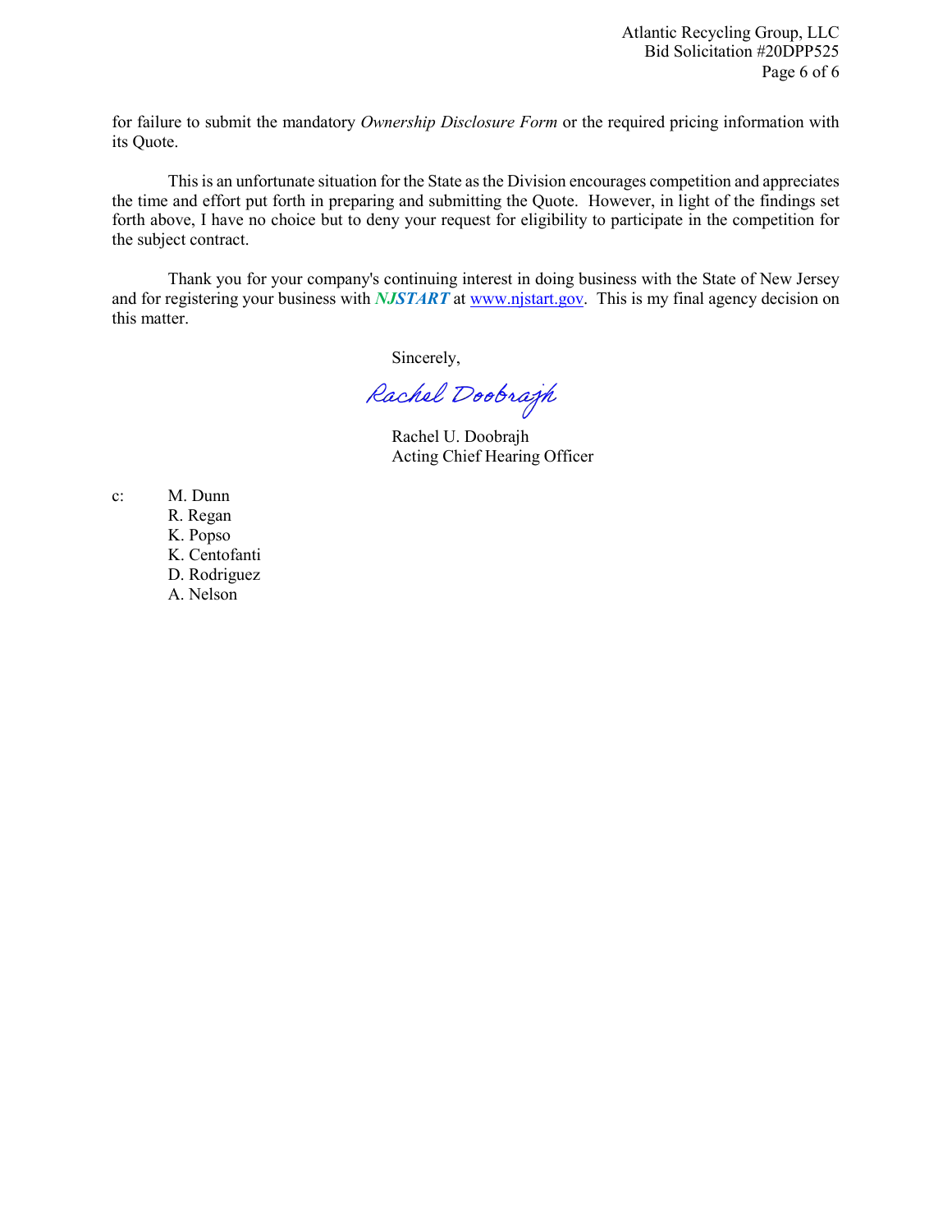for failure to submit the mandatory *Ownership Disclosure Form* or the required pricing information with its Quote.

This is an unfortunate situation for the State as the Division encourages competition and appreciates the time and effort put forth in preparing and submitting the Quote. However, in light of the findings set forth above, I have no choice but to deny your request for eligibility to participate in the competition for the subject contract.

Thank you for your company's continuing interest in doing business with the State of New Jersey and for registering your business with ***NJSTART*** at www.njstart.gov. This is my final agency decision on this matter.

Sincerely,

Rachel Doobrajh

Rachel U. Doobrajh
Acting Chief Hearing Officer

c: M. Dunn
R. Regan
K. Popso
K. Centofanti
D. Rodriguez
A. Nelson